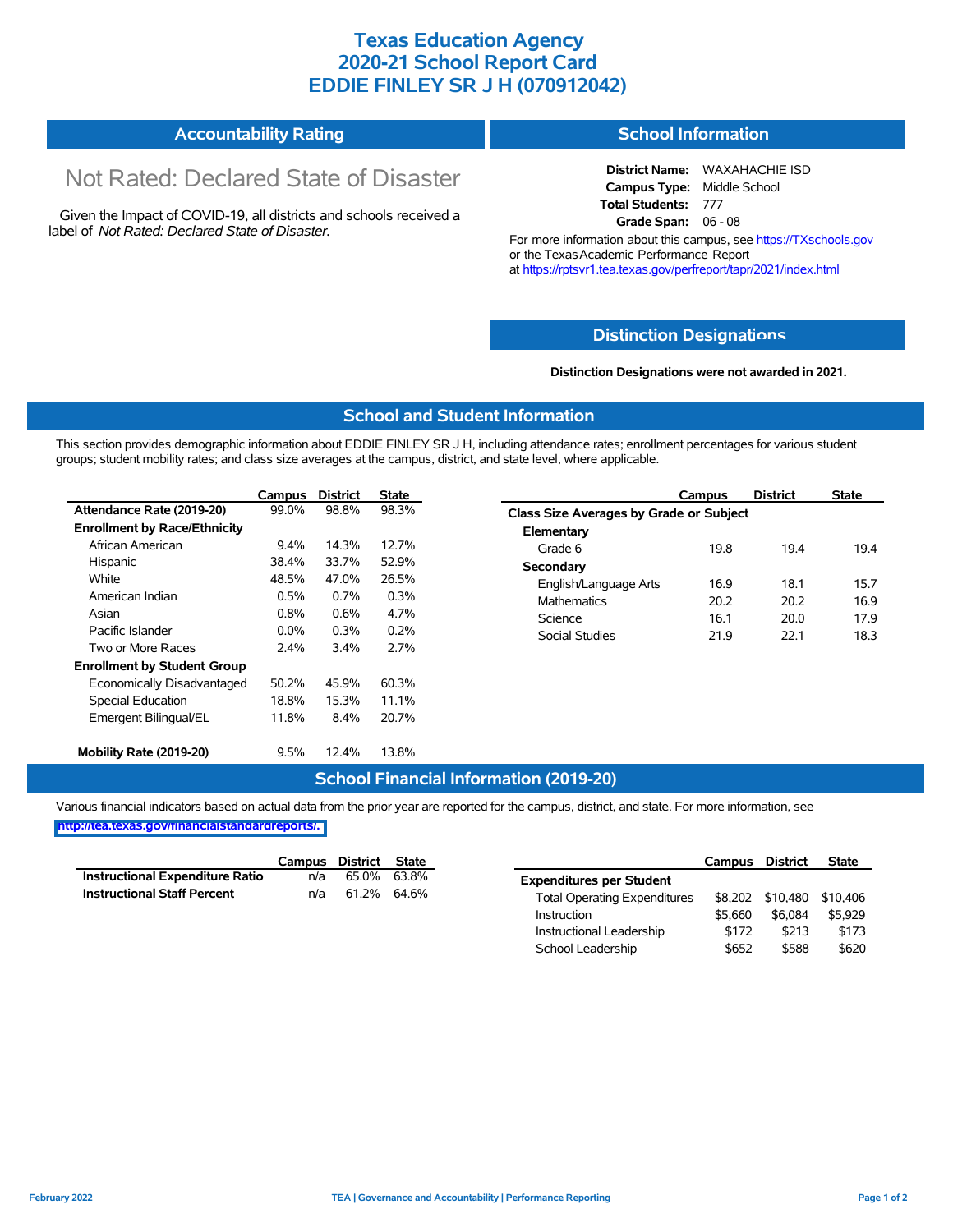# Texas Education Agency
# 2020-21 School Report Card
# EDDIE FINLEY SR J H (070912042)

## Accountability Rating

Not Rated: Declared State of Disaster

Given the Impact of COVID-19, all districts and schools received a label of *Not Rated: Declared State of Disaster*.

## School Information

**District Name:** WAXAHACHIE ISD
**Campus Type:** Middle School
**Total Students:** 777
**Grade Span:** 06 - 08

For more information about this campus, see https://TXschools.gov or the Texas Academic Performance Report at https://rptsvr1.tea.texas.gov/perfreport/tapr/2021/index.html

## Distinction Designations

**Distinction Designations were not awarded in 2021.**

## School and Student Information

This section provides demographic information about EDDIE FINLEY SR J H, including attendance rates; enrollment percentages for various student groups; student mobility rates; and class size averages at the campus, district, and state level, where applicable.

| | Campus | District | State |
|---|---|---|---|
| **Attendance Rate (2019-20)** | 99.0% | 98.8% | 98.3% |
| **Enrollment by Race/Ethnicity** | | | |
| African American | 9.4% | 14.3% | 12.7% |
| Hispanic | 38.4% | 33.7% | 52.9% |
| White | 48.5% | 47.0% | 26.5% |
| American Indian | 0.5% | 0.7% | 0.3% |
| Asian | 0.8% | 0.6% | 4.7% |
| Pacific Islander | 0.0% | 0.3% | 0.2% |
| Two or More Races | 2.4% | 3.4% | 2.7% |
| **Enrollment by Student Group** | | | |
| Economically Disadvantaged | 50.2% | 45.9% | 60.3% |
| Special Education | 18.8% | 15.3% | 11.1% |
| Emergent Bilingual/EL | 11.8% | 8.4% | 20.7% |
| **Mobility Rate (2019-20)** | 9.5% | 12.4% | 13.8% |

| | Campus | District | State |
|---|---|---|---|
| **Class Size Averages by Grade or Subject** | | | |
| **Elementary** | | | |
| Grade 6 | 19.8 | 19.4 | 19.4 |
| **Secondary** | | | |
| English/Language Arts | 16.9 | 18.1 | 15.7 |
| Mathematics | 20.2 | 20.2 | 16.9 |
| Science | 16.1 | 20.0 | 17.9 |
| Social Studies | 21.9 | 22.1 | 18.3 |

## School Financial Information (2019-20)

Various financial indicators based on actual data from the prior year are reported for the campus, district, and state. For more information, see http://tea.texas.gov/financialstandardreports/.

| | Campus | District | State |
|---|---|---|---|
| **Instructional Expenditure Ratio** | n/a | 65.0% | 63.8% |
| **Instructional Staff Percent** | n/a | 61.2% | 64.6% |

| | Campus | District | State |
|---|---|---|---|
| **Expenditures per Student** | | | |
| Total Operating Expenditures | $8,202 | $10,480 | $10,406 |
| Instruction | $5,660 | $6,084 | $5,929 |
| Instructional Leadership | $172 | $213 | $173 |
| School Leadership | $652 | $588 | $620 |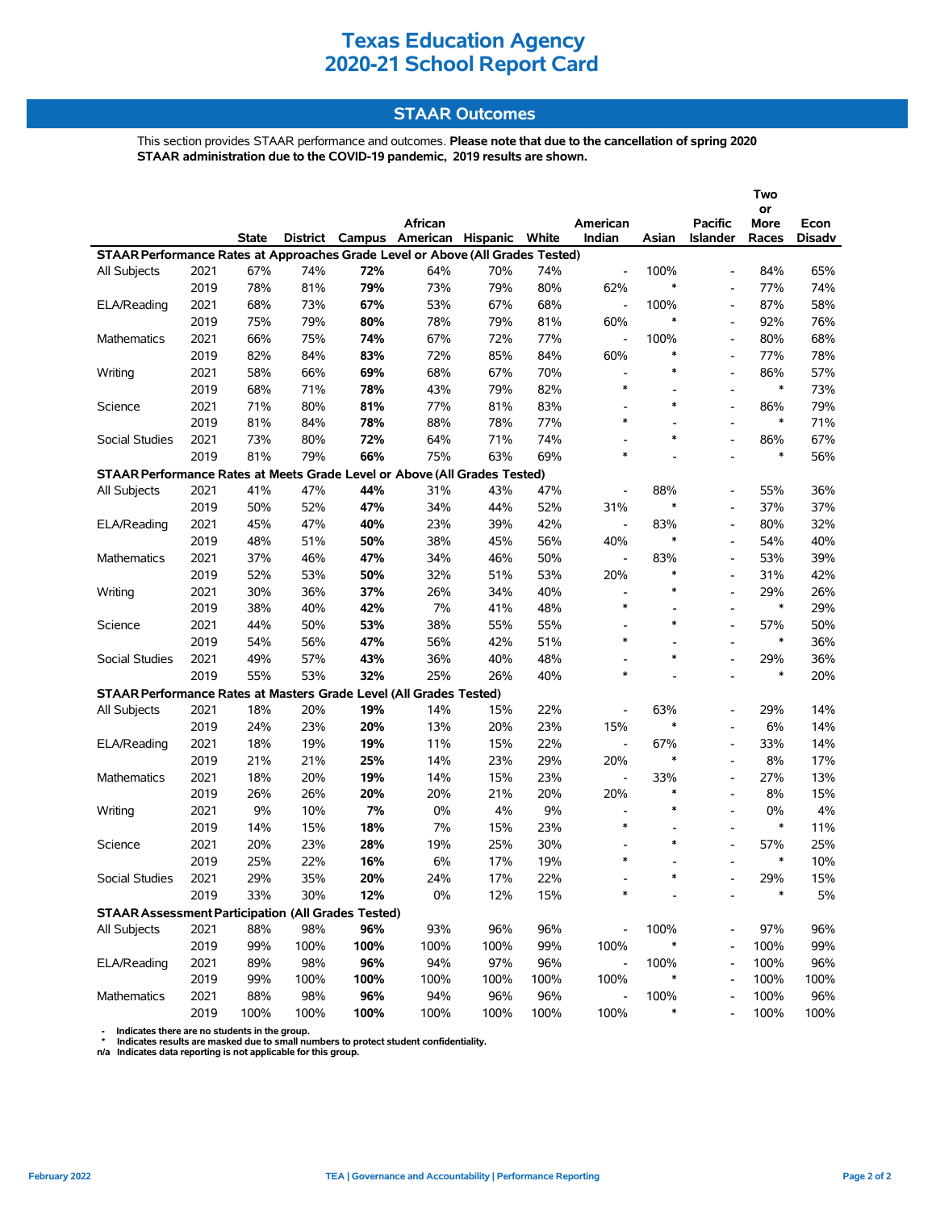# Texas Education Agency
# 2020-21 School Report Card

## STAAR Outcomes

This section provides STAAR performance and outcomes. **Please note that due to the cancellation of spring 2020 STAAR administration due to the COVID-19 pandemic, 2019 results are shown.**

| | | State | District | Campus | African American | Hispanic | White | American Indian | Asian | Pacific Islander | Two or More Races | Econ Disadv |
|---|---|---|---|---|---|---|---|---|---|---|---|---|
| **STAAR Performance Rates at Approaches Grade Level or Above (All Grades Tested)** | | | | | | | | | | | | |
| All Subjects | 2021 | 67% | 74% | **72%** | 64% | 70% | 74% | - | 100% | - | 84% | 65% |
| | 2019 | 78% | 81% | **79%** | 73% | 79% | 80% | 62% | * | - | 77% | 74% |
| ELA/Reading | 2021 | 68% | 73% | **67%** | 53% | 67% | 68% | - | 100% | - | 87% | 58% |
| | 2019 | 75% | 79% | **80%** | 78% | 79% | 81% | 60% | * | - | 92% | 76% |
| Mathematics | 2021 | 66% | 75% | **74%** | 67% | 72% | 77% | - | 100% | - | 80% | 68% |
| | 2019 | 82% | 84% | **83%** | 72% | 85% | 84% | 60% | * | - | 77% | 78% |
| Writing | 2021 | 58% | 66% | **69%** | 68% | 67% | 70% | - | * | - | 86% | 57% |
| | 2019 | 68% | 71% | **78%** | 43% | 79% | 82% | * | - | - | * | 73% |
| Science | 2021 | 71% | 80% | **81%** | 77% | 81% | 83% | - | * | - | 86% | 79% |
| | 2019 | 81% | 84% | **78%** | 88% | 78% | 77% | * | - | - | * | 71% |
| Social Studies | 2021 | 73% | 80% | **72%** | 64% | 71% | 74% | - | * | - | 86% | 67% |
| | 2019 | 81% | 79% | **66%** | 75% | 63% | 69% | * | - | - | * | 56% |
| **STAAR Performance Rates at Meets Grade Level or Above (All Grades Tested)** | | | | | | | | | | | | |
| All Subjects | 2021 | 41% | 47% | **44%** | 31% | 43% | 47% | - | 88% | - | 55% | 36% |
| | 2019 | 50% | 52% | **47%** | 34% | 44% | 52% | 31% | * | - | 37% | 37% |
| ELA/Reading | 2021 | 45% | 47% | **40%** | 23% | 39% | 42% | - | 83% | - | 80% | 32% |
| | 2019 | 48% | 51% | **50%** | 38% | 45% | 56% | 40% | * | - | 54% | 40% |
| Mathematics | 2021 | 37% | 46% | **47%** | 34% | 46% | 50% | - | 83% | - | 53% | 39% |
| | 2019 | 52% | 53% | **50%** | 32% | 51% | 53% | 20% | * | - | 31% | 42% |
| Writing | 2021 | 30% | 36% | **37%** | 26% | 34% | 40% | - | * | - | 29% | 26% |
| | 2019 | 38% | 40% | **42%** | 7% | 41% | 48% | * | - | - | * | 29% |
| Science | 2021 | 44% | 50% | **53%** | 38% | 55% | 55% | - | * | - | 57% | 50% |
| | 2019 | 54% | 56% | **47%** | 56% | 42% | 51% | * | - | - | * | 36% |
| Social Studies | 2021 | 49% | 57% | **43%** | 36% | 40% | 48% | - | * | - | 29% | 36% |
| | 2019 | 55% | 53% | **32%** | 25% | 26% | 40% | * | - | - | * | 20% |
| **STAAR Performance Rates at Masters Grade Level (All Grades Tested)** | | | | | | | | | | | | |
| All Subjects | 2021 | 18% | 20% | **19%** | 14% | 15% | 22% | - | 63% | - | 29% | 14% |
| | 2019 | 24% | 23% | **20%** | 13% | 20% | 23% | 15% | * | - | 6% | 14% |
| ELA/Reading | 2021 | 18% | 19% | **19%** | 11% | 15% | 22% | - | 67% | - | 33% | 14% |
| | 2019 | 21% | 21% | **25%** | 14% | 23% | 29% | 20% | * | - | 8% | 17% |
| Mathematics | 2021 | 18% | 20% | **19%** | 14% | 15% | 23% | - | 33% | - | 27% | 13% |
| | 2019 | 26% | 26% | **20%** | 20% | 21% | 20% | 20% | * | - | 8% | 15% |
| Writing | 2021 | 9% | 10% | **7%** | 0% | 4% | 9% | - | * | - | 0% | 4% |
| | 2019 | 14% | 15% | **18%** | 7% | 15% | 23% | * | - | - | * | 11% |
| Science | 2021 | 20% | 23% | **28%** | 19% | 25% | 30% | - | * | - | 57% | 25% |
| | 2019 | 25% | 22% | **16%** | 6% | 17% | 19% | * | - | - | * | 10% |
| Social Studies | 2021 | 29% | 35% | **20%** | 24% | 17% | 22% | - | * | - | 29% | 15% |
| | 2019 | 33% | 30% | **12%** | 0% | 12% | 15% | * | - | - | * | 5% |
| **STAAR Assessment Participation (All Grades Tested)** | | | | | | | | | | | | |
| All Subjects | 2021 | 88% | 98% | **96%** | 93% | 96% | 96% | - | 100% | - | 97% | 96% |
| | 2019 | 99% | 100% | **100%** | 100% | 100% | 99% | 100% | * | - | 100% | 99% |
| ELA/Reading | 2021 | 89% | 98% | **96%** | 94% | 97% | 96% | - | 100% | - | 100% | 96% |
| | 2019 | 99% | 100% | **100%** | 100% | 100% | 100% | 100% | * | - | 100% | 100% |
| Mathematics | 2021 | 88% | 98% | **96%** | 94% | 96% | 96% | - | 100% | - | 100% | 96% |
| | 2019 | 100% | 100% | **100%** | 100% | 100% | 100% | 100% | * | - | 100% | 100% |

**-** Indicates there are no students in the group.
**\*** Indicates results are masked due to small numbers to protect student confidentiality.
**n/a** Indicates data reporting is not applicable for this group.